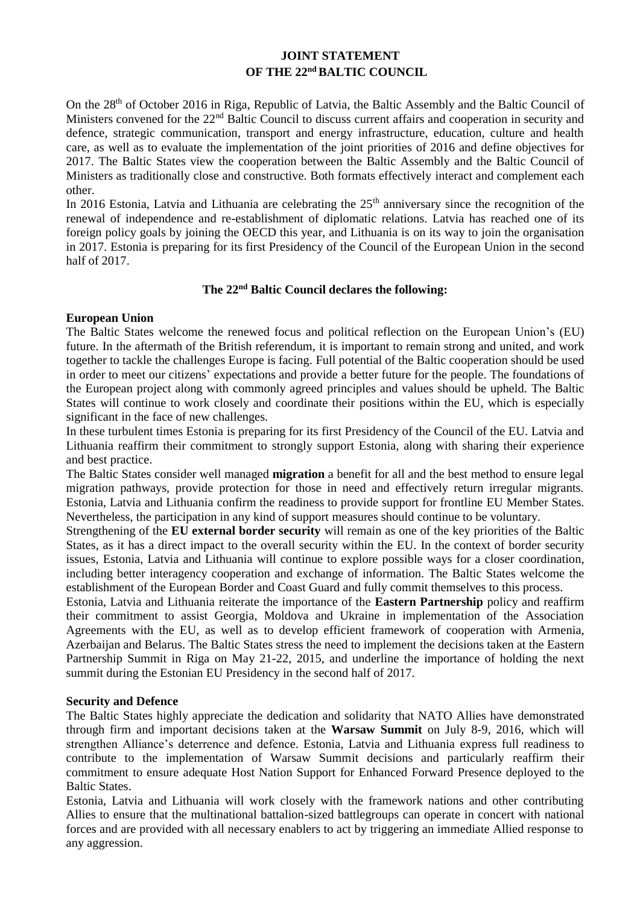**JOINT STATEMENT**
**OF THE 22nd BALTIC COUNCIL**

On the 28th of October 2016 in Riga, Republic of Latvia, the Baltic Assembly and the Baltic Council of Ministers convened for the 22nd Baltic Council to discuss current affairs and cooperation in security and defence, strategic communication, transport and energy infrastructure, education, culture and health care, as well as to evaluate the implementation of the joint priorities of 2016 and define objectives for 2017. The Baltic States view the cooperation between the Baltic Assembly and the Baltic Council of Ministers as traditionally close and constructive. Both formats effectively interact and complement each other.

In 2016 Estonia, Latvia and Lithuania are celebrating the 25th anniversary since the recognition of the renewal of independence and re-establishment of diplomatic relations. Latvia has reached one of its foreign policy goals by joining the OECD this year, and Lithuania is on its way to join the organisation in 2017. Estonia is preparing for its first Presidency of the Council of the European Union in the second half of 2017.

**The 22nd Baltic Council declares the following:**

**European Union**

The Baltic States welcome the renewed focus and political reflection on the European Union's (EU) future. In the aftermath of the British referendum, it is important to remain strong and united, and work together to tackle the challenges Europe is facing. Full potential of the Baltic cooperation should be used in order to meet our citizens' expectations and provide a better future for the people. The foundations of the European project along with commonly agreed principles and values should be upheld. The Baltic States will continue to work closely and coordinate their positions within the EU, which is especially significant in the face of new challenges.

In these turbulent times Estonia is preparing for its first Presidency of the Council of the EU. Latvia and Lithuania reaffirm their commitment to strongly support Estonia, along with sharing their experience and best practice.

The Baltic States consider well managed **migration** a benefit for all and the best method to ensure legal migration pathways, provide protection for those in need and effectively return irregular migrants. Estonia, Latvia and Lithuania confirm the readiness to provide support for frontline EU Member States. Nevertheless, the participation in any kind of support measures should continue to be voluntary.

Strengthening of the **EU external border security** will remain as one of the key priorities of the Baltic States, as it has a direct impact to the overall security within the EU. In the context of border security issues, Estonia, Latvia and Lithuania will continue to explore possible ways for a closer coordination, including better interagency cooperation and exchange of information. The Baltic States welcome the establishment of the European Border and Coast Guard and fully commit themselves to this process.

Estonia, Latvia and Lithuania reiterate the importance of the **Eastern Partnership** policy and reaffirm their commitment to assist Georgia, Moldova and Ukraine in implementation of the Association Agreements with the EU, as well as to develop efficient framework of cooperation with Armenia, Azerbaijan and Belarus. The Baltic States stress the need to implement the decisions taken at the Eastern Partnership Summit in Riga on May 21-22, 2015, and underline the importance of holding the next summit during the Estonian EU Presidency in the second half of 2017.

**Security and Defence**

The Baltic States highly appreciate the dedication and solidarity that NATO Allies have demonstrated through firm and important decisions taken at the **Warsaw Summit** on July 8-9, 2016, which will strengthen Alliance's deterrence and defence. Estonia, Latvia and Lithuania express full readiness to contribute to the implementation of Warsaw Summit decisions and particularly reaffirm their commitment to ensure adequate Host Nation Support for Enhanced Forward Presence deployed to the Baltic States.

Estonia, Latvia and Lithuania will work closely with the framework nations and other contributing Allies to ensure that the multinational battalion-sized battlegroups can operate in concert with national forces and are provided with all necessary enablers to act by triggering an immediate Allied response to any aggression.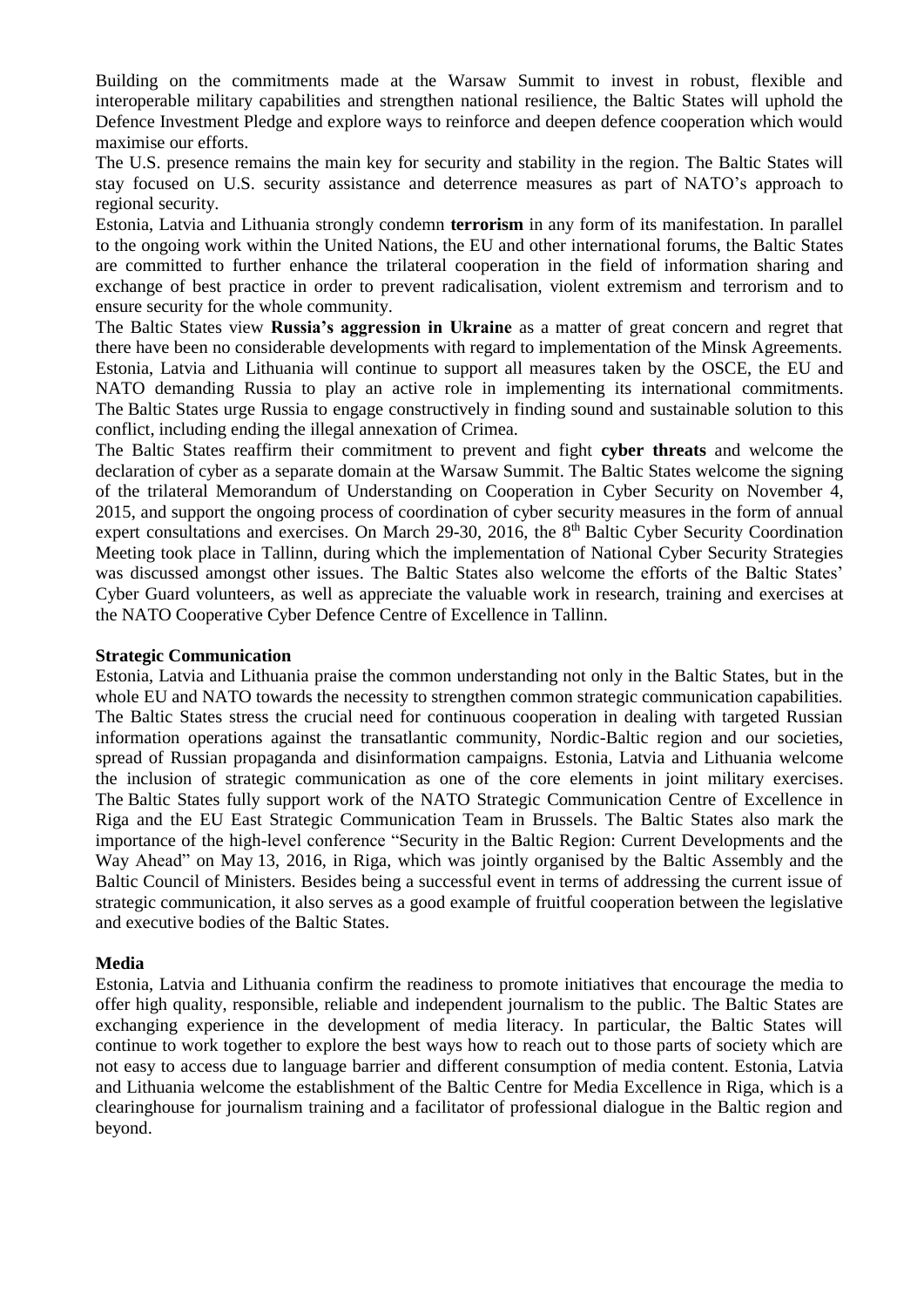Building on the commitments made at the Warsaw Summit to invest in robust, flexible and interoperable military capabilities and strengthen national resilience, the Baltic States will uphold the Defence Investment Pledge and explore ways to reinforce and deepen defence cooperation which would maximise our efforts.

The U.S. presence remains the main key for security and stability in the region. The Baltic States will stay focused on U.S. security assistance and deterrence measures as part of NATO's approach to regional security.

Estonia, Latvia and Lithuania strongly condemn **terrorism** in any form of its manifestation. In parallel to the ongoing work within the United Nations, the EU and other international forums, the Baltic States are committed to further enhance the trilateral cooperation in the field of information sharing and exchange of best practice in order to prevent radicalisation, violent extremism and terrorism and to ensure security for the whole community.

The Baltic States view **Russia's aggression in Ukraine** as a matter of great concern and regret that there have been no considerable developments with regard to implementation of the Minsk Agreements. Estonia, Latvia and Lithuania will continue to support all measures taken by the OSCE, the EU and NATO demanding Russia to play an active role in implementing its international commitments. The Baltic States urge Russia to engage constructively in finding sound and sustainable solution to this conflict, including ending the illegal annexation of Crimea.

The Baltic States reaffirm their commitment to prevent and fight **cyber threats** and welcome the declaration of cyber as a separate domain at the Warsaw Summit. The Baltic States welcome the signing of the trilateral Memorandum of Understanding on Cooperation in Cyber Security on November 4, 2015, and support the ongoing process of coordination of cyber security measures in the form of annual expert consultations and exercises. On March 29-30, 2016, the 8th Baltic Cyber Security Coordination Meeting took place in Tallinn, during which the implementation of National Cyber Security Strategies was discussed amongst other issues. The Baltic States also welcome the efforts of the Baltic States' Cyber Guard volunteers, as well as appreciate the valuable work in research, training and exercises at the NATO Cooperative Cyber Defence Centre of Excellence in Tallinn.

**Strategic Communication**

Estonia, Latvia and Lithuania praise the common understanding not only in the Baltic States, but in the whole EU and NATO towards the necessity to strengthen common strategic communication capabilities. The Baltic States stress the crucial need for continuous cooperation in dealing with targeted Russian information operations against the transatlantic community, Nordic-Baltic region and our societies, spread of Russian propaganda and disinformation campaigns. Estonia, Latvia and Lithuania welcome the inclusion of strategic communication as one of the core elements in joint military exercises. The Baltic States fully support work of the NATO Strategic Communication Centre of Excellence in Riga and the EU East Strategic Communication Team in Brussels. The Baltic States also mark the importance of the high-level conference "Security in the Baltic Region: Current Developments and the Way Ahead" on May 13, 2016, in Riga, which was jointly organised by the Baltic Assembly and the Baltic Council of Ministers. Besides being a successful event in terms of addressing the current issue of strategic communication, it also serves as a good example of fruitful cooperation between the legislative and executive bodies of the Baltic States.

**Media**

Estonia, Latvia and Lithuania confirm the readiness to promote initiatives that encourage the media to offer high quality, responsible, reliable and independent journalism to the public. The Baltic States are exchanging experience in the development of media literacy. In particular, the Baltic States will continue to work together to explore the best ways how to reach out to those parts of society which are not easy to access due to language barrier and different consumption of media content. Estonia, Latvia and Lithuania welcome the establishment of the Baltic Centre for Media Excellence in Riga, which is a clearinghouse for journalism training and a facilitator of professional dialogue in the Baltic region and beyond.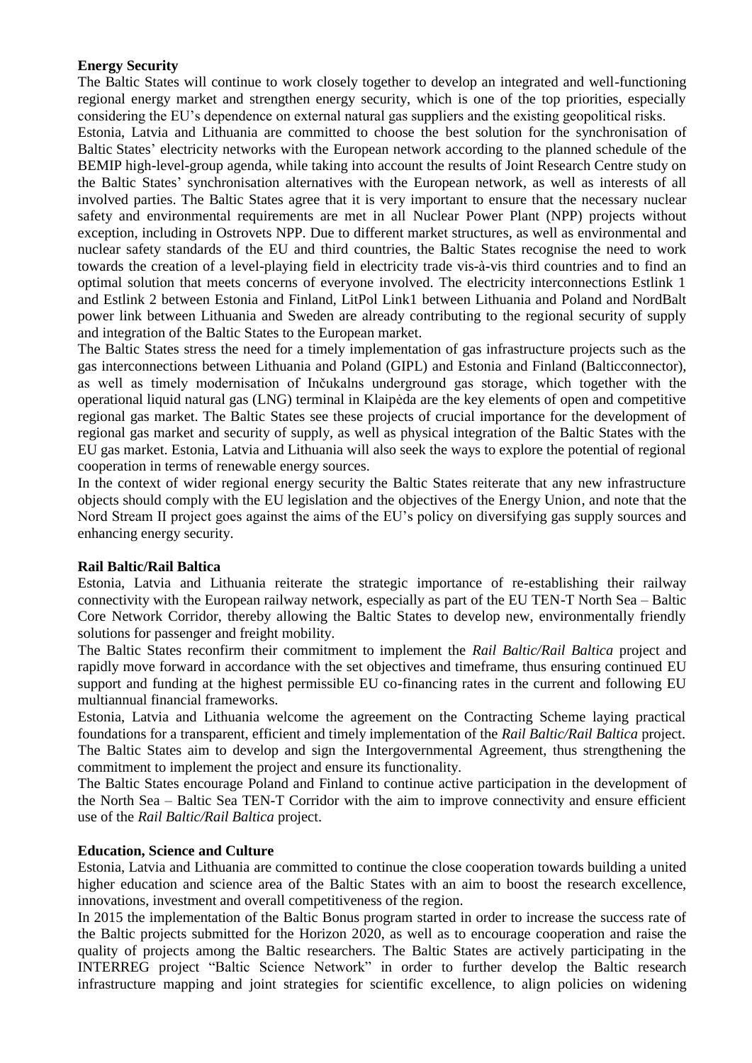**Energy Security**

The Baltic States will continue to work closely together to develop an integrated and well-functioning regional energy market and strengthen energy security, which is one of the top priorities, especially considering the EU's dependence on external natural gas suppliers and the existing geopolitical risks.

Estonia, Latvia and Lithuania are committed to choose the best solution for the synchronisation of Baltic States' electricity networks with the European network according to the planned schedule of the BEMIP high-level-group agenda, while taking into account the results of Joint Research Centre study on the Baltic States' synchronisation alternatives with the European network, as well as interests of all involved parties. The Baltic States agree that it is very important to ensure that the necessary nuclear safety and environmental requirements are met in all Nuclear Power Plant (NPP) projects without exception, including in Ostrovets NPP. Due to different market structures, as well as environmental and nuclear safety standards of the EU and third countries, the Baltic States recognise the need to work towards the creation of a level-playing field in electricity trade vis-à-vis third countries and to find an optimal solution that meets concerns of everyone involved. The electricity interconnections Estlink 1 and Estlink 2 between Estonia and Finland, LitPol Link1 between Lithuania and Poland and NordBalt power link between Lithuania and Sweden are already contributing to the regional security of supply and integration of the Baltic States to the European market.

The Baltic States stress the need for a timely implementation of gas infrastructure projects such as the gas interconnections between Lithuania and Poland (GIPL) and Estonia and Finland (Balticconnector), as well as timely modernisation of Inčukalns underground gas storage, which together with the operational liquid natural gas (LNG) terminal in Klaipėda are the key elements of open and competitive regional gas market. The Baltic States see these projects of crucial importance for the development of regional gas market and security of supply, as well as physical integration of the Baltic States with the EU gas market. Estonia, Latvia and Lithuania will also seek the ways to explore the potential of regional cooperation in terms of renewable energy sources.

In the context of wider regional energy security the Baltic States reiterate that any new infrastructure objects should comply with the EU legislation and the objectives of the Energy Union, and note that the Nord Stream II project goes against the aims of the EU's policy on diversifying gas supply sources and enhancing energy security.

**Rail Baltic/Rail Baltica**

Estonia, Latvia and Lithuania reiterate the strategic importance of re-establishing their railway connectivity with the European railway network, especially as part of the EU TEN-T North Sea – Baltic Core Network Corridor, thereby allowing the Baltic States to develop new, environmentally friendly solutions for passenger and freight mobility.

The Baltic States reconfirm their commitment to implement the *Rail Baltic/Rail Baltica* project and rapidly move forward in accordance with the set objectives and timeframe, thus ensuring continued EU support and funding at the highest permissible EU co-financing rates in the current and following EU multiannual financial frameworks.

Estonia, Latvia and Lithuania welcome the agreement on the Contracting Scheme laying practical foundations for a transparent, efficient and timely implementation of the *Rail Baltic/Rail Baltica* project. The Baltic States aim to develop and sign the Intergovernmental Agreement, thus strengthening the commitment to implement the project and ensure its functionality.

The Baltic States encourage Poland and Finland to continue active participation in the development of the North Sea – Baltic Sea TEN-T Corridor with the aim to improve connectivity and ensure efficient use of the *Rail Baltic/Rail Baltica* project.

**Education, Science and Culture**

Estonia, Latvia and Lithuania are committed to continue the close cooperation towards building a united higher education and science area of the Baltic States with an aim to boost the research excellence, innovations, investment and overall competitiveness of the region.

In 2015 the implementation of the Baltic Bonus program started in order to increase the success rate of the Baltic projects submitted for the Horizon 2020, as well as to encourage cooperation and raise the quality of projects among the Baltic researchers. The Baltic States are actively participating in the INTERREG project "Baltic Science Network" in order to further develop the Baltic research infrastructure mapping and joint strategies for scientific excellence, to align policies on widening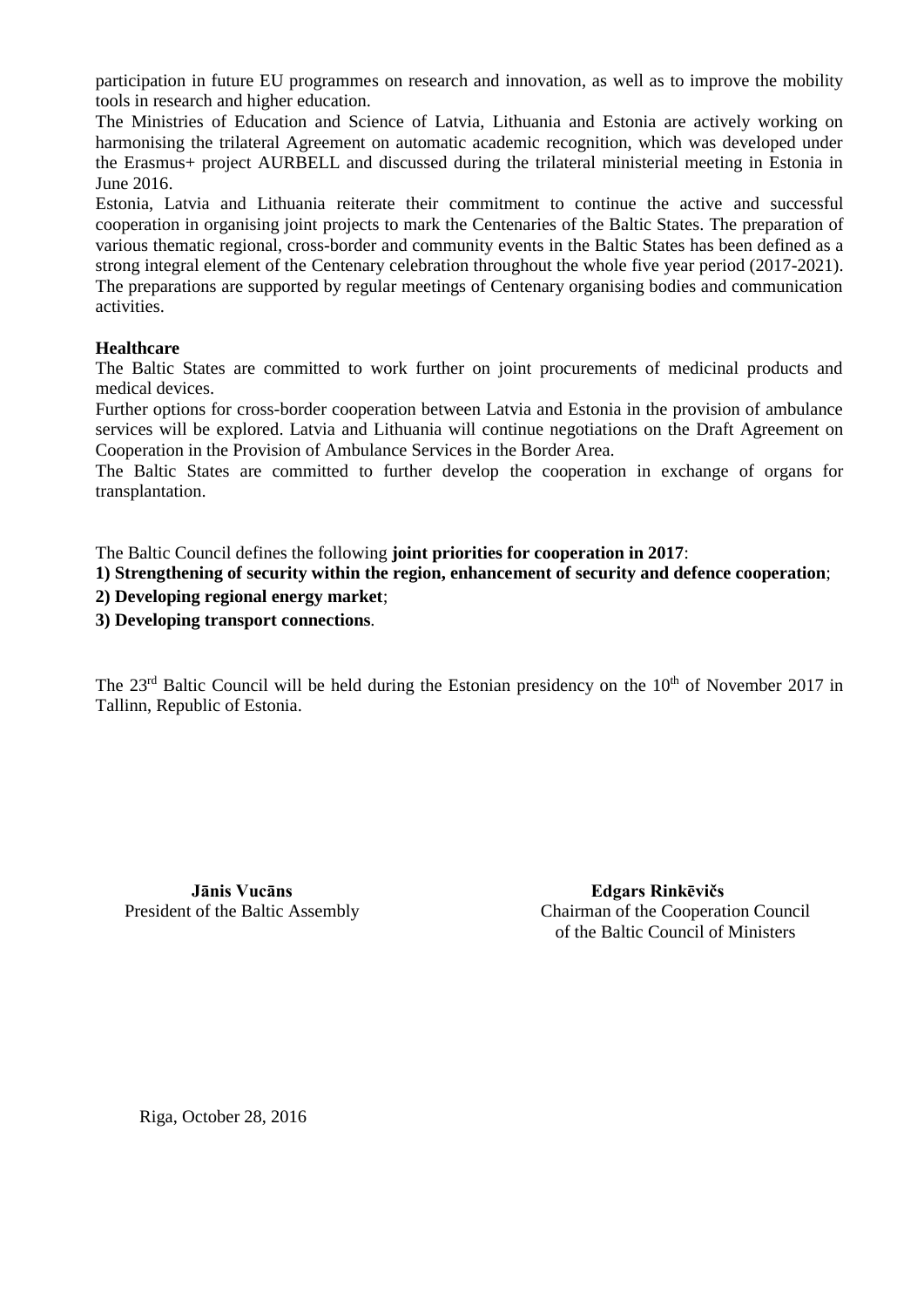participation in future EU programmes on research and innovation, as well as to improve the mobility tools in research and higher education.

The Ministries of Education and Science of Latvia, Lithuania and Estonia are actively working on harmonising the trilateral Agreement on automatic academic recognition, which was developed under the Erasmus+ project AURBELL and discussed during the trilateral ministerial meeting in Estonia in June 2016.

Estonia, Latvia and Lithuania reiterate their commitment to continue the active and successful cooperation in organising joint projects to mark the Centenaries of the Baltic States. The preparation of various thematic regional, cross-border and community events in the Baltic States has been defined as a strong integral element of the Centenary celebration throughout the whole five year period (2017-2021). The preparations are supported by regular meetings of Centenary organising bodies and communication activities.

**Healthcare**

The Baltic States are committed to work further on joint procurements of medicinal products and medical devices.

Further options for cross-border cooperation between Latvia and Estonia in the provision of ambulance services will be explored. Latvia and Lithuania will continue negotiations on the Draft Agreement on Cooperation in the Provision of Ambulance Services in the Border Area.

The Baltic States are committed to further develop the cooperation in exchange of organs for transplantation.

The Baltic Council defines the following **joint priorities for cooperation in 2017**:

**1) Strengthening of security within the region, enhancement of security and defence cooperation**;

**2) Developing regional energy market**;

**3) Developing transport connections**.

The 23rd Baltic Council will be held during the Estonian presidency on the 10th of November 2017 in Tallinn, Republic of Estonia.

**Jānis Vucāns**
President of the Baltic Assembly

**Edgars Rinkēvičs**
Chairman of the Cooperation Council of the Baltic Council of Ministers

Riga, October 28, 2016